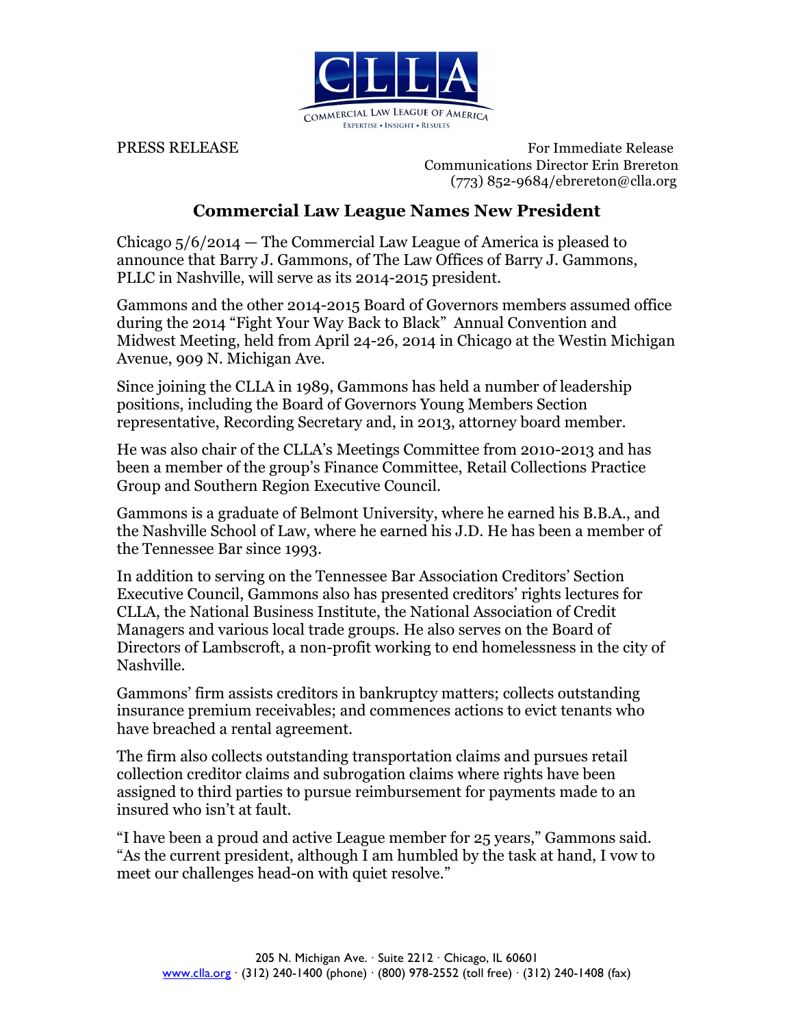CLLA

COMMERCIAL LAW LEAGUE OF AMERICA

EXPERTISE • INSIGHT • RESULTS

PRESS RELEASE

For Immediate Release
Communications Director Erin Brereton
(773) 852-9684/ebrereton@clla.org

## Commercial Law League Names New President

Chicago 5/6/2014 — The Commercial Law League of America is pleased to announce that Barry J. Gammons, of The Law Offices of Barry J. Gammons, PLLC in Nashville, will serve as its 2014-2015 president.

Gammons and the other 2014-2015 Board of Governors members assumed office during the 2014 "Fight Your Way Back to Black" Annual Convention and Midwest Meeting, held from April 24-26, 2014 in Chicago at the Westin Michigan Avenue, 909 N. Michigan Ave.

Since joining the CLLA in 1989, Gammons has held a number of leadership positions, including the Board of Governors Young Members Section representative, Recording Secretary and, in 2013, attorney board member.

He was also chair of the CLLA's Meetings Committee from 2010-2013 and has been a member of the group's Finance Committee, Retail Collections Practice Group and Southern Region Executive Council.

Gammons is a graduate of Belmont University, where he earned his B.B.A., and the Nashville School of Law, where he earned his J.D. He has been a member of the Tennessee Bar since 1993.

In addition to serving on the Tennessee Bar Association Creditors' Section Executive Council, Gammons also has presented creditors' rights lectures for CLLA, the National Business Institute, the National Association of Credit Managers and various local trade groups. He also serves on the Board of Directors of Lambscroft, a non-profit working to end homelessness in the city of Nashville.

Gammons' firm assists creditors in bankruptcy matters; collects outstanding insurance premium receivables; and commences actions to evict tenants who have breached a rental agreement.

The firm also collects outstanding transportation claims and pursues retail collection creditor claims and subrogation claims where rights have been assigned to third parties to pursue reimbursement for payments made to an insured who isn't at fault.

"I have been a proud and active League member for 25 years," Gammons said. "As the current president, although I am humbled by the task at hand, I vow to meet our challenges head-on with quiet resolve."

205 N. Michigan Ave. · Suite 2212 · Chicago, IL 60601
www.clla.org · (312) 240-1400 (phone) · (800) 978-2552 (toll free) · (312) 240-1408 (fax)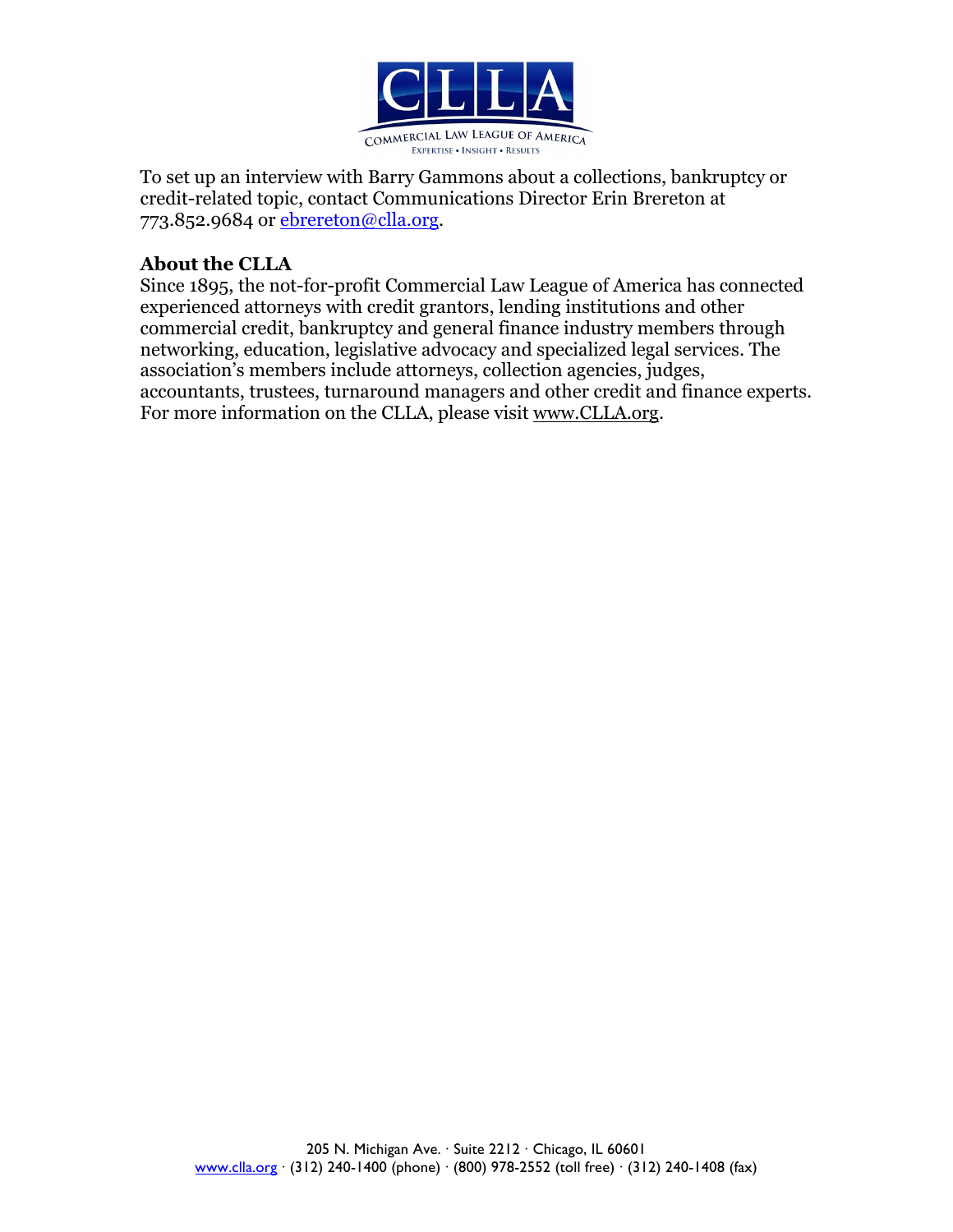To set up an interview with Barry Gammons about a collections, bankruptcy or credit-related topic, contact Communications Director Erin Brereton at 773.852.9684 or ebrereton@clla.org.

**About the CLLA**

Since 1895, the not-for-profit Commercial Law League of America has connected experienced attorneys with credit grantors, lending institutions and other commercial credit, bankruptcy and general finance industry members through networking, education, legislative advocacy and specialized legal services. The association's members include attorneys, collection agencies, judges, accountants, trustees, turnaround managers and other credit and finance experts. For more information on the CLLA, please visit www.CLLA.org.

205 N. Michigan Ave. · Suite 2212 · Chicago, IL 60601
www.clla.org · (312) 240-1400 (phone) · (800) 978-2552 (toll free) · (312) 240-1408 (fax)